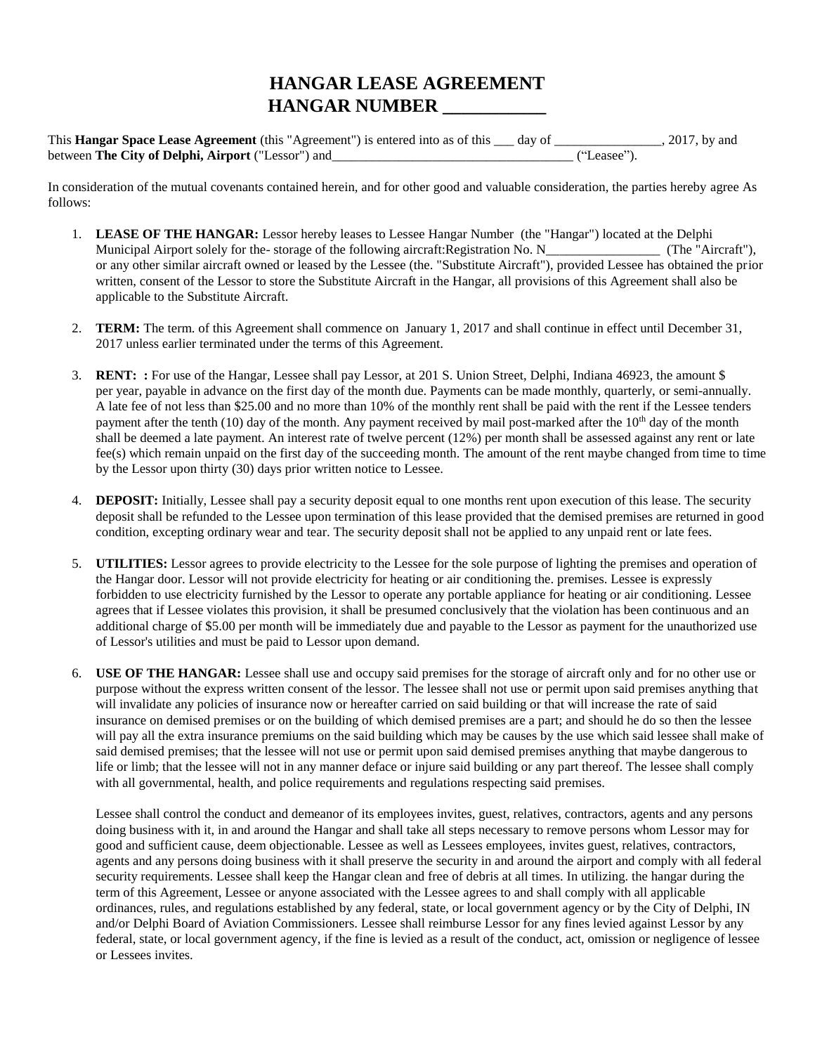# HANGAR LEASE AGREEMENT
# HANGAR NUMBER ___________

This **Hangar Space Lease Agreement** (this "Agreement") is entered into as of this ___ day of ________________, 2017, by and between **The City of Delphi, Airport** ("Lessor") and____________________________________ ("Leasee").

In consideration of the mutual covenants contained herein, and for other good and valuable consideration, the parties hereby agree As follows:

1. **LEASE OF THE HANGAR:** Lessor hereby leases to Lessee Hangar Number (the "Hangar") located at the Delphi Municipal Airport solely for the- storage of the following aircraft:Registration No. N_________________ (The "Aircraft"), or any other similar aircraft owned or leased by the Lessee (the. "Substitute Aircraft"), provided Lessee has obtained the prior written, consent of the Lessor to store the Substitute Aircraft in the Hangar, all provisions of this Agreement shall also be applicable to the Substitute Aircraft.

2. **TERM:** The term. of this Agreement shall commence on January 1, 2017 and shall continue in effect until December 31, 2017 unless earlier terminated under the terms of this Agreement.

3. **RENT: :** For use of the Hangar, Lessee shall pay Lessor, at 201 S. Union Street, Delphi, Indiana 46923, the amount $ per year, payable in advance on the first day of the month due. Payments can be made monthly, quarterly, or semi-annually. A late fee of not less than $25.00 and no more than 10% of the monthly rent shall be paid with the rent if the Lessee tenders payment after the tenth (10) day of the month. Any payment received by mail post-marked after the 10th day of the month shall be deemed a late payment. An interest rate of twelve percent (12%) per month shall be assessed against any rent or late fee(s) which remain unpaid on the first day of the succeeding month. The amount of the rent maybe changed from time to time by the Lessor upon thirty (30) days prior written notice to Lessee.

4. **DEPOSIT:** Initially, Lessee shall pay a security deposit equal to one months rent upon execution of this lease. The security deposit shall be refunded to the Lessee upon termination of this lease provided that the demised premises are returned in good condition, excepting ordinary wear and tear. The security deposit shall not be applied to any unpaid rent or late fees.

5. **UTILITIES:** Lessor agrees to provide electricity to the Lessee for the sole purpose of lighting the premises and operation of the Hangar door. Lessor will not provide electricity for heating or air conditioning the. premises. Lessee is expressly forbidden to use electricity furnished by the Lessor to operate any portable appliance for heating or air conditioning. Lessee agrees that if Lessee violates this provision, it shall be presumed conclusively that the violation has been continuous and an additional charge of $5.00 per month will be immediately due and payable to the Lessor as payment for the unauthorized use of Lessor's utilities and must be paid to Lessor upon demand.

6. **USE OF THE HANGAR:** Lessee shall use and occupy said premises for the storage of aircraft only and for no other use or purpose without the express written consent of the lessor. The lessee shall not use or permit upon said premises anything that will invalidate any policies of insurance now or hereafter carried on said building or that will increase the rate of said insurance on demised premises or on the building of which demised premises are a part; and should he do so then the lessee will pay all the extra insurance premiums on the said building which may be causes by the use which said lessee shall make of said demised premises; that the lessee will not use or permit upon said demised premises anything that maybe dangerous to life or limb; that the lessee will not in any manner deface or injure said building or any part thereof. The lessee shall comply with all governmental, health, and police requirements and regulations respecting said premises.

   Lessee shall control the conduct and demeanor of its employees invites, guest, relatives, contractors, agents and any persons doing business with it, in and around the Hangar and shall take all steps necessary to remove persons whom Lessor may for good and sufficient cause, deem objectionable. Lessee as well as Lessees employees, invites guest, relatives, contractors, agents and any persons doing business with it shall preserve the security in and around the airport and comply with all federal security requirements. Lessee shall keep the Hangar clean and free of debris at all times. In utilizing. the hangar during the term of this Agreement, Lessee or anyone associated with the Lessee agrees to and shall comply with all applicable ordinances, rules, and regulations established by any federal, state, or local government agency or by the City of Delphi, IN and/or Delphi Board of Aviation Commissioners. Lessee shall reimburse Lessor for any fines levied against Lessor by any federal, state, or local government agency, if the fine is levied as a result of the conduct, act, omission or negligence of lessee or Lessees invites.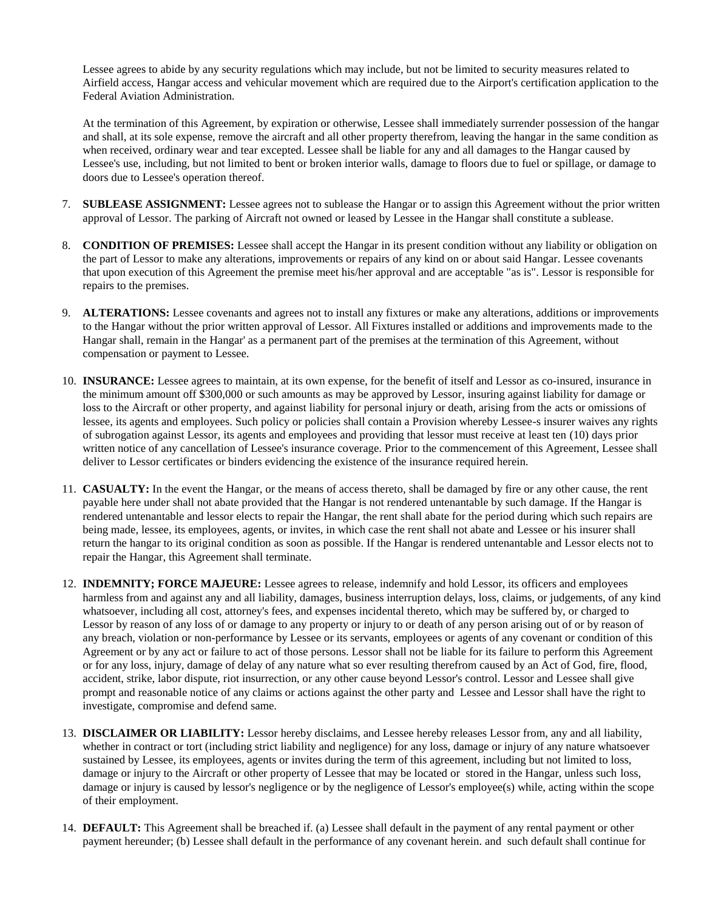Lessee agrees to abide by any security regulations which may include, but not be limited to security measures related to Airfield access, Hangar access and vehicular movement which are required due to the Airport's certification application to the Federal Aviation Administration.

At the termination of this Agreement, by expiration or otherwise, Lessee shall immediately surrender possession of the hangar and shall, at its sole expense, remove the aircraft and all other property therefrom, leaving the hangar in the same condition as when received, ordinary wear and tear excepted. Lessee shall be liable for any and all damages to the Hangar caused by Lessee's use, including, but not limited to bent or broken interior walls, damage to floors due to fuel or spillage, or damage to doors due to Lessee's operation thereof.

7. **SUBLEASE ASSIGNMENT:** Lessee agrees not to sublease the Hangar or to assign this Agreement without the prior written approval of Lessor. The parking of Aircraft not owned or leased by Lessee in the Hangar shall constitute a sublease.

8. **CONDITION OF PREMISES:** Lessee shall accept the Hangar in its present condition without any liability or obligation on the part of Lessor to make any alterations, improvements or repairs of any kind on or about said Hangar. Lessee covenants that upon execution of this Agreement the premise meet his/her approval and are acceptable "as is". Lessor is responsible for repairs to the premises.

9. **ALTERATIONS:** Lessee covenants and agrees not to install any fixtures or make any alterations, additions or improvements to the Hangar without the prior written approval of Lessor. All Fixtures installed or additions and improvements made to the Hangar shall, remain in the Hangar' as a permanent part of the premises at the termination of this Agreement, without compensation or payment to Lessee.

10. **INSURANCE:** Lessee agrees to maintain, at its own expense, for the benefit of itself and Lessor as co-insured, insurance in the minimum amount off $300,000 or such amounts as may be approved by Lessor, insuring against liability for damage or loss to the Aircraft or other property, and against liability for personal injury or death, arising from the acts or omissions of lessee, its agents and employees. Such policy or policies shall contain a Provision whereby Lessee-s insurer waives any rights of subrogation against Lessor, its agents and employees and providing that lessor must receive at least ten (10) days prior written notice of any cancellation of Lessee's insurance coverage. Prior to the commencement of this Agreement, Lessee shall deliver to Lessor certificates or binders evidencing the existence of the insurance required herein.

11. **CASUALTY:** In the event the Hangar, or the means of access thereto, shall be damaged by fire or any other cause, the rent payable here under shall not abate provided that the Hangar is not rendered untenantable by such damage. If the Hangar is rendered untenantable and lessor elects to repair the Hangar, the rent shall abate for the period during which such repairs are being made, lessee, its employees, agents, or invites, in which case the rent shall not abate and Lessee or his insurer shall return the hangar to its original condition as soon as possible. If the Hangar is rendered untenantable and Lessor elects not to repair the Hangar, this Agreement shall terminate.

12. **INDEMNITY; FORCE MAJEURE:** Lessee agrees to release, indemnify and hold Lessor, its officers and employees harmless from and against any and all liability, damages, business interruption delays, loss, claims, or judgements, of any kind whatsoever, including all cost, attorney's fees, and expenses incidental thereto, which may be suffered by, or charged to Lessor by reason of any loss of or damage to any property or injury to or death of any person arising out of or by reason of any breach, violation or non-performance by Lessee or its servants, employees or agents of any covenant or condition of this Agreement or by any act or failure to act of those persons. Lessor shall not be liable for its failure to perform this Agreement or for any loss, injury, damage of delay of any nature what so ever resulting therefrom caused by an Act of God, fire, flood, accident, strike, labor dispute, riot insurrection, or any other cause beyond Lessor's control. Lessor and Lessee shall give prompt and reasonable notice of any claims or actions against the other party and Lessee and Lessor shall have the right to investigate, compromise and defend same.

13. **DISCLAIMER OR LIABILITY:** Lessor hereby disclaims, and Lessee hereby releases Lessor from, any and all liability, whether in contract or tort (including strict liability and negligence) for any loss, damage or injury of any nature whatsoever sustained by Lessee, its employees, agents or invites during the term of this agreement, including but not limited to loss, damage or injury to the Aircraft or other property of Lessee that may be located or stored in the Hangar, unless such loss, damage or injury is caused by lessor's negligence or by the negligence of Lessor's employee(s) while, acting within the scope of their employment.

14. **DEFAULT:** This Agreement shall be breached if. (a) Lessee shall default in the payment of any rental payment or other payment hereunder; (b) Lessee shall default in the performance of any covenant herein. and such default shall continue for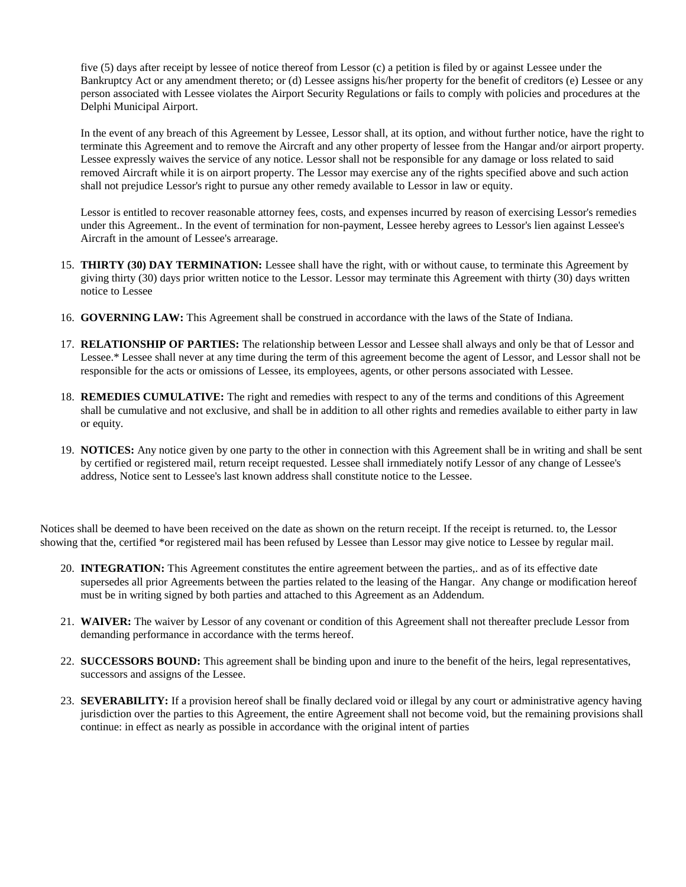five (5) days after receipt by lessee of notice thereof from Lessor (c) a petition is filed by or against Lessee under the Bankruptcy Act or any amendment thereto; or (d) Lessee assigns his/her property for the benefit of creditors (e) Lessee or any person associated with Lessee violates the Airport Security Regulations or fails to comply with policies and procedures at the Delphi Municipal Airport.

In the event of any breach of this Agreement by Lessee, Lessor shall, at its option, and without further notice, have the right to terminate this Agreement and to remove the Aircraft and any other property of lessee from the Hangar and/or airport property. Lessee expressly waives the service of any notice. Lessor shall not be responsible for any damage or loss related to said removed Aircraft while it is on airport property. The Lessor may exercise any of the rights specified above and such action shall not prejudice Lessor's right to pursue any other remedy available to Lessor in law or equity.

Lessor is entitled to recover reasonable attorney fees, costs, and expenses incurred by reason of exercising Lessor's remedies under this Agreement.. In the event of termination for non-payment, Lessee hereby agrees to Lessor's lien against Lessee's Aircraft in the amount of Lessee's arrearage.

15. **THIRTY (30) DAY TERMINATION:** Lessee shall have the right, with or without cause, to terminate this Agreement by giving thirty (30) days prior written notice to the Lessor. Lessor may terminate this Agreement with thirty (30) days written notice to Lessee

16. **GOVERNING LAW:** This Agreement shall be construed in accordance with the laws of the State of Indiana.

17. **RELATIONSHIP OF PARTIES:** The relationship between Lessor and Lessee shall always and only be that of Lessor and Lessee.* Lessee shall never at any time during the term of this agreement become the agent of Lessor, and Lessor shall not be responsible for the acts or omissions of Lessee, its employees, agents, or other persons associated with Lessee.

18. **REMEDIES CUMULATIVE:** The right and remedies with respect to any of the terms and conditions of this Agreement shall be cumulative and not exclusive, and shall be in addition to all other rights and remedies available to either party in law or equity.

19. **NOTICES:** Any notice given by one party to the other in connection with this Agreement shall be in writing and shall be sent by certified or registered mail, return receipt requested. Lessee shall irnmediately notify Lessor of any change of Lessee's address, Notice sent to Lessee's last known address shall constitute notice to the Lessee.

Notices shall be deemed to have been received on the date as shown on the return receipt. If the receipt is returned. to, the Lessor showing that the, certified *or registered mail has been refused by Lessee than Lessor may give notice to Lessee by regular mail.

20. **INTEGRATION:** This Agreement constitutes the entire agreement between the parties,. and as of its effective date supersedes all prior Agreements between the parties related to the leasing of the Hangar. Any change or modification hereof must be in writing signed by both parties and attached to this Agreement as an Addendum.

21. **WAIVER:** The waiver by Lessor of any covenant or condition of this Agreement shall not thereafter preclude Lessor from demanding performance in accordance with the terms hereof.

22. **SUCCESSORS BOUND:** This agreement shall be binding upon and inure to the benefit of the heirs, legal representatives, successors and assigns of the Lessee.

23. **SEVERABILITY:** If a provision hereof shall be finally declared void or illegal by any court or administrative agency having jurisdiction over the parties to this Agreement, the entire Agreement shall not become void, but the remaining provisions shall continue: in effect as nearly as possible in accordance with the original intent of parties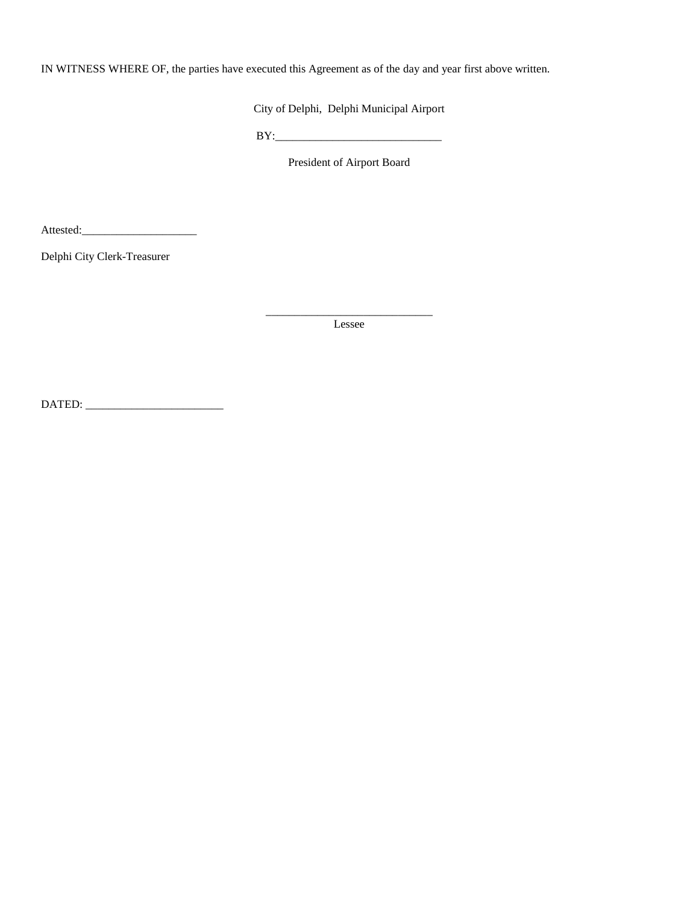IN WITNESS WHERE OF, the parties have executed this Agreement as of the day and year first above written.

City of Delphi,  Delphi Municipal Airport

BY:_____________________________

President of Airport Board

Attested:____________________

Delphi City Clerk-Treasurer

_____________________________

Lessee

DATED: ________________________